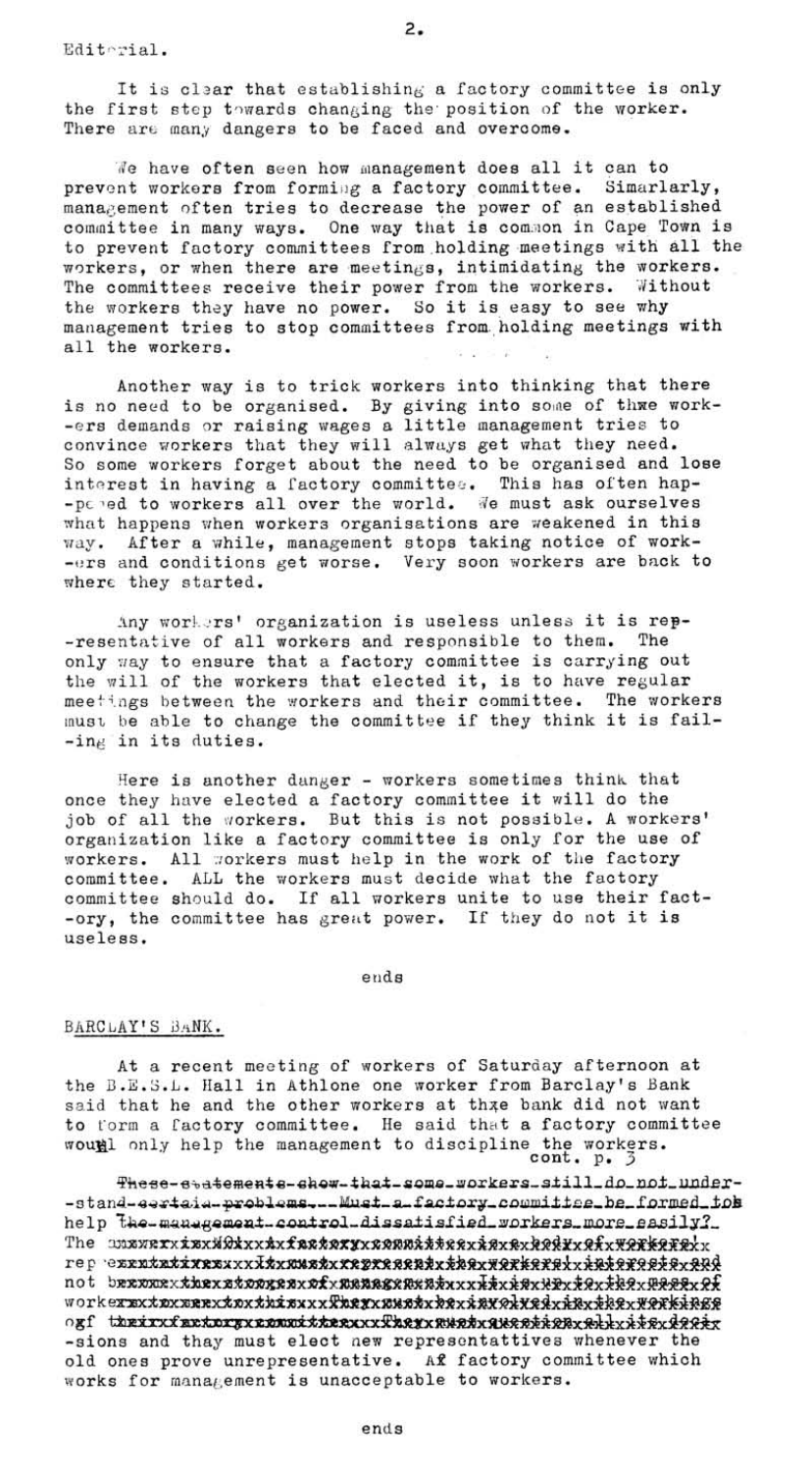Editorial.

It is clear that establishing a factory committee is only the first step towards changing the position of the worker. There are many dangers to be faced and overcome.

We have often seen how management does all it can to prevent workers from forming a factory committee. Simarlarly, management often tries to decrease the power of an established committee in many ways. One way that is common in Cape Town is to prevent factory committees from holding meetings with all the workers, or when there are meetings, intimidating the workers. The committees receive their power from the workers. Without the workers they have no power. So it is easy to see why management tries to stop committees from holding meetings with all the workers.

Another way is to trick workers into thinking that there is no need to be organised. By giving into some of thwe work- -ers demands or raising wages a little management tries to convince workers that they will always get what they need. So some workers forget about the need to be organised and lose interest in having a factory committee. This has often hap- -pened to workers all over the world. We must ask ourselves what happens when workers organisations are weakened in this way. After a while, management stops taking notice of work- -ers and conditions get worse. Very soon workers are back to where they started.

Any workers' organization is useless unless it is rep- -resentative of all workers and responsible to them. The only way to ensure that a factory committee is carrying out the will of the workers that elected it, is to have regular meetings between the workers and their committee. The workers must be able to change the committee if they think it is fail- -ing in its duties.

Here is another danger - workers sometimes think that once they have elected a factory committee it will do the job of all the workers. But this is not possible. A workers' organization like a factory committee is only for the use of workers. All workers must help in the work of the factory committee. ALL the workers must decide what the factory committee should do. If all workers unite to use their fact- -ory, the committee has great power. If they do not it is useless.

ends

## BARCLAY'S BANK.

At a recent meeting of workers of Saturday afternoon at the B.E.S.L. Hall in Athlone one worker from Barclay's Bank said that he and the other workers at thxe bank did not want to form a factory committee. He said that a factory committee would only help the management to discipline the workers.

cont. p. 3

~~These statements show that some workers still do not under- -stand certain problems. Must a factory committee be formed to help the management control dissatisfied workers more easily?~~

-sions and thay must elect new representattives whenever the old ones prove unrepresentative. Af factory committee which works for management is unacceptable to workers.

ends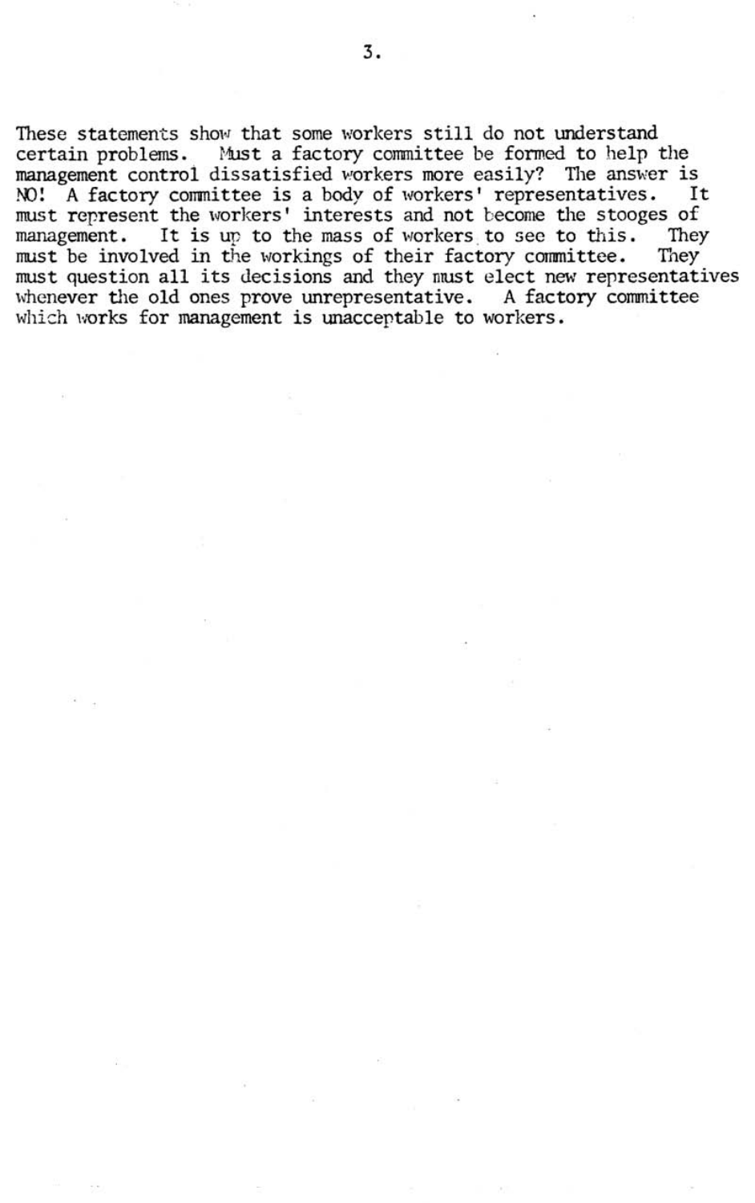These statements show that some workers still do not understand certain problems. Must a factory committee be formed to help the management control dissatisfied workers more easily? The answer is NO! A factory committee is a body of workers' representatives. It must represent the workers' interests and not become the stooges of management. It is up to the mass of workers to see to this. They must be involved in the workings of their factory committee. They must question all its decisions and they must elect new representatives whenever the old ones prove unrepresentative. A factory committee which works for management is unacceptable to workers.